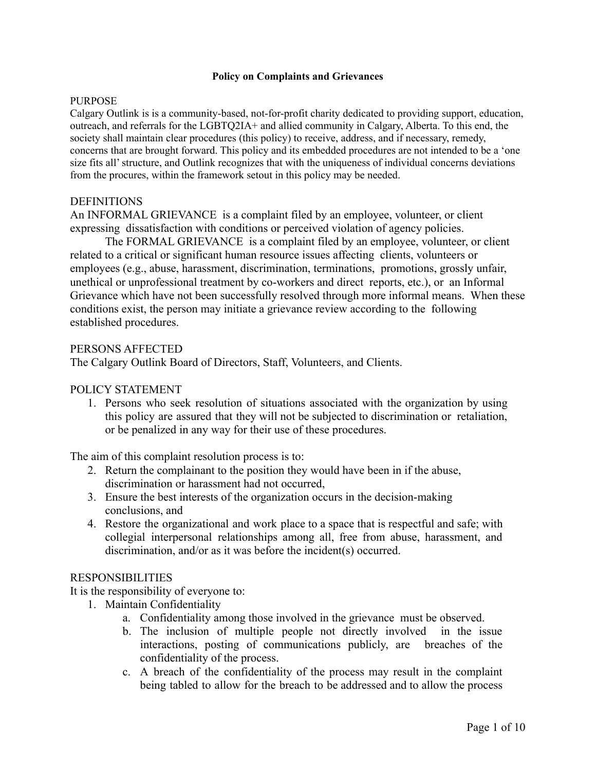**Policy on Complaints and Grievances**

PURPOSE

Calgary Outlink is is a community-based, not-for-profit charity dedicated to providing support, education, outreach, and referrals for the LGBTQ2IA+ and allied community in Calgary, Alberta. To this end, the society shall maintain clear procedures (this policy) to receive, address, and if necessary, remedy, concerns that are brought forward. This policy and its embedded procedures are not intended to be a 'one size fits all' structure, and Outlink recognizes that with the uniqueness of individual concerns deviations from the procures, within the framework setout in this policy may be needed.

DEFINITIONS

An INFORMAL GRIEVANCE is a complaint filed by an employee, volunteer, or client expressing dissatisfaction with conditions or perceived violation of agency policies.

The FORMAL GRIEVANCE is a complaint filed by an employee, volunteer, or client related to a critical or significant human resource issues affecting clients, volunteers or employees (e.g., abuse, harassment, discrimination, terminations, promotions, grossly unfair, unethical or unprofessional treatment by co-workers and direct reports, etc.), or an Informal Grievance which have not been successfully resolved through more informal means. When these conditions exist, the person may initiate a grievance review according to the following established procedures.

PERSONS AFFECTED

The Calgary Outlink Board of Directors, Staff, Volunteers, and Clients.

POLICY STATEMENT

1. Persons who seek resolution of situations associated with the organization by using this policy are assured that they will not be subjected to discrimination or retaliation, or be penalized in any way for their use of these procedures.

The aim of this complaint resolution process is to:

2. Return the complainant to the position they would have been in if the abuse, discrimination or harassment had not occurred,
3. Ensure the best interests of the organization occurs in the decision-making conclusions, and
4. Restore the organizational and work place to a space that is respectful and safe; with collegial interpersonal relationships among all, free from abuse, harassment, and discrimination, and/or as it was before the incident(s) occurred.

RESPONSIBILITIES

It is the responsibility of everyone to:

1. Maintain Confidentiality
   a. Confidentiality among those involved in the grievance must be observed.
   b. The inclusion of multiple people not directly involved in the issue interactions, posting of communications publicly, are breaches of the confidentiality of the process.
   c. A breach of the confidentiality of the process may result in the complaint being tabled to allow for the breach to be addressed and to allow the process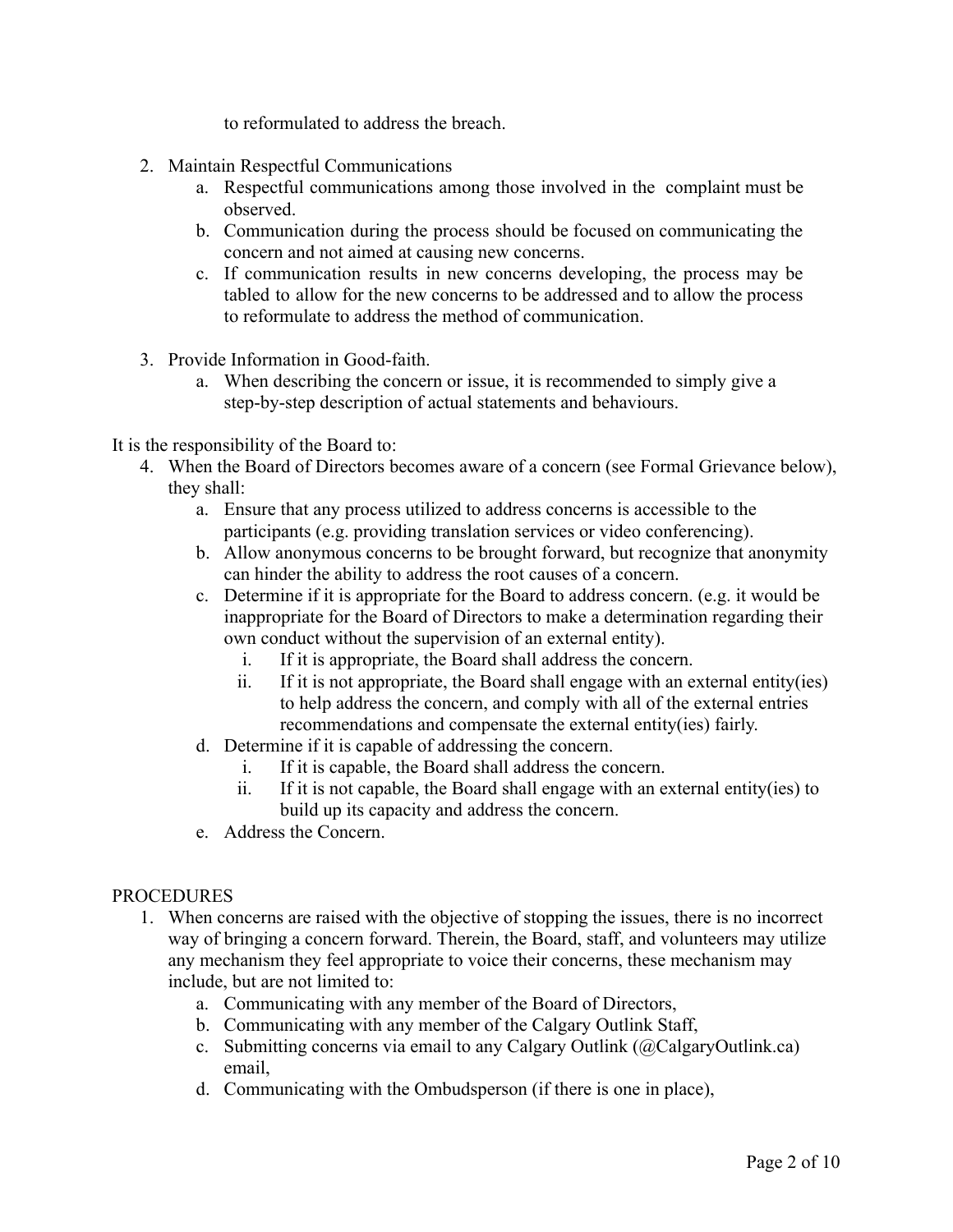to reformulated to address the breach.

2. Maintain Respectful Communications
    a. Respectful communications among those involved in the complaint must be observed.
    b. Communication during the process should be focused on communicating the concern and not aimed at causing new concerns.
    c. If communication results in new concerns developing, the process may be tabled to allow for the new concerns to be addressed and to allow the process to reformulate to address the method of communication.

3. Provide Information in Good-faith.
    a. When describing the concern or issue, it is recommended to simply give a step-by-step description of actual statements and behaviours.

It is the responsibility of the Board to:

4. When the Board of Directors becomes aware of a concern (see Formal Grievance below), they shall:
    a. Ensure that any process utilized to address concerns is accessible to the participants (e.g. providing translation services or video conferencing).
    b. Allow anonymous concerns to be brought forward, but recognize that anonymity can hinder the ability to address the root causes of a concern.
    c. Determine if it is appropriate for the Board to address concern. (e.g. it would be inappropriate for the Board of Directors to make a determination regarding their own conduct without the supervision of an external entity).
        i. If it is appropriate, the Board shall address the concern.
        ii. If it is not appropriate, the Board shall engage with an external entity(ies) to help address the concern, and comply with all of the external entries recommendations and compensate the external entity(ies) fairly.
    d. Determine if it is capable of addressing the concern.
        i. If it is capable, the Board shall address the concern.
        ii. If it is not capable, the Board shall engage with an external entity(ies) to build up its capacity and address the concern.
    e. Address the Concern.

PROCEDURES

1. When concerns are raised with the objective of stopping the issues, there is no incorrect way of bringing a concern forward. Therein, the Board, staff, and volunteers may utilize any mechanism they feel appropriate to voice their concerns, these mechanism may include, but are not limited to:
    a. Communicating with any member of the Board of Directors,
    b. Communicating with any member of the Calgary Outlink Staff,
    c. Submitting concerns via email to any Calgary Outlink (@CalgaryOutlink.ca) email,
    d. Communicating with the Ombudsperson (if there is one in place),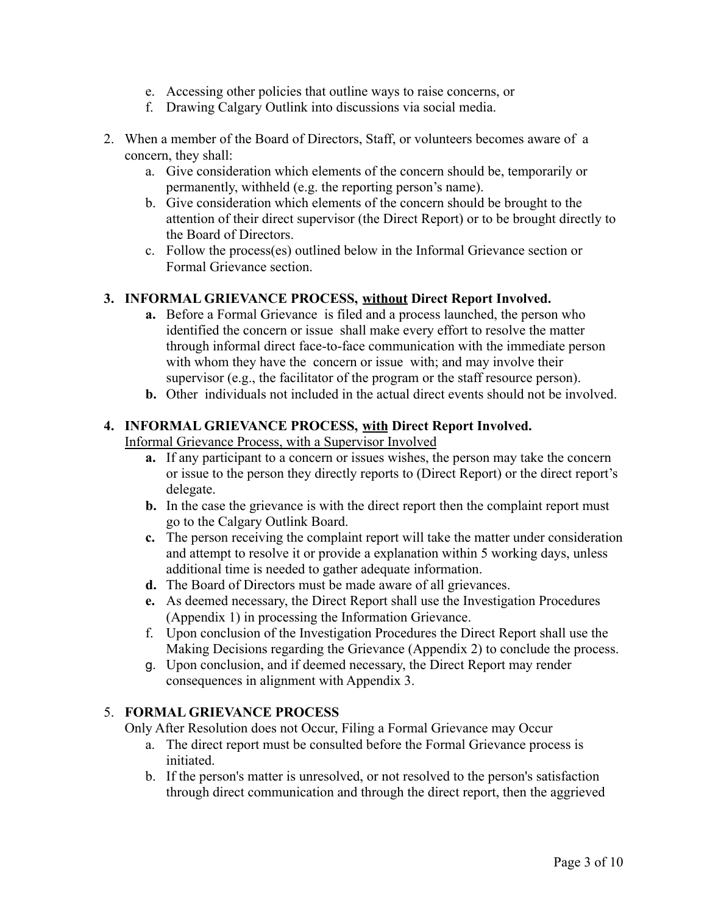e. Accessing other policies that outline ways to raise concerns, or
f. Drawing Calgary Outlink into discussions via social media.

2. When a member of the Board of Directors, Staff, or volunteers becomes aware of a concern, they shall:
   a. Give consideration which elements of the concern should be, temporarily or permanently, withheld (e.g. the reporting person's name).
   b. Give consideration which elements of the concern should be brought to the attention of their direct supervisor (the Direct Report) or to be brought directly to the Board of Directors.
   c. Follow the process(es) outlined below in the Informal Grievance section or Formal Grievance section.

3. **INFORMAL GRIEVANCE PROCESS, <u>without</u> Direct Report Involved.**
   **a.** Before a Formal Grievance is filed and a process launched, the person who identified the concern or issue shall make every effort to resolve the matter through informal direct face-to-face communication with the immediate person with whom they have the concern or issue with; and may involve their supervisor (e.g., the facilitator of the program or the staff resource person).
   **b.** Other individuals not included in the actual direct events should not be involved.

4. **INFORMAL GRIEVANCE PROCESS, <u>with</u> Direct Report Involved.**
   <u>Informal Grievance Process, with a Supervisor Involved</u>
   **a.** If any participant to a concern or issues wishes, the person may take the concern or issue to the person they directly reports to (Direct Report) or the direct report's delegate.
   **b.** In the case the grievance is with the direct report then the complaint report must go to the Calgary Outlink Board.
   **c.** The person receiving the complaint report will take the matter under consideration and attempt to resolve it or provide a explanation within 5 working days, unless additional time is needed to gather adequate information.
   **d.** The Board of Directors must be made aware of all grievances.
   **e.** As deemed necessary, the Direct Report shall use the Investigation Procedures (Appendix 1) in processing the Information Grievance.
   f. Upon conclusion of the Investigation Procedures the Direct Report shall use the Making Decisions regarding the Grievance (Appendix 2) to conclude the process.
   g. Upon conclusion, and if deemed necessary, the Direct Report may render consequences in alignment with Appendix 3.

5. **FORMAL GRIEVANCE PROCESS**
   Only After Resolution does not Occur, Filing a Formal Grievance may Occur
   a. The direct report must be consulted before the Formal Grievance process is initiated.
   b. If the person's matter is unresolved, or not resolved to the person's satisfaction through direct communication and through the direct report, then the aggrieved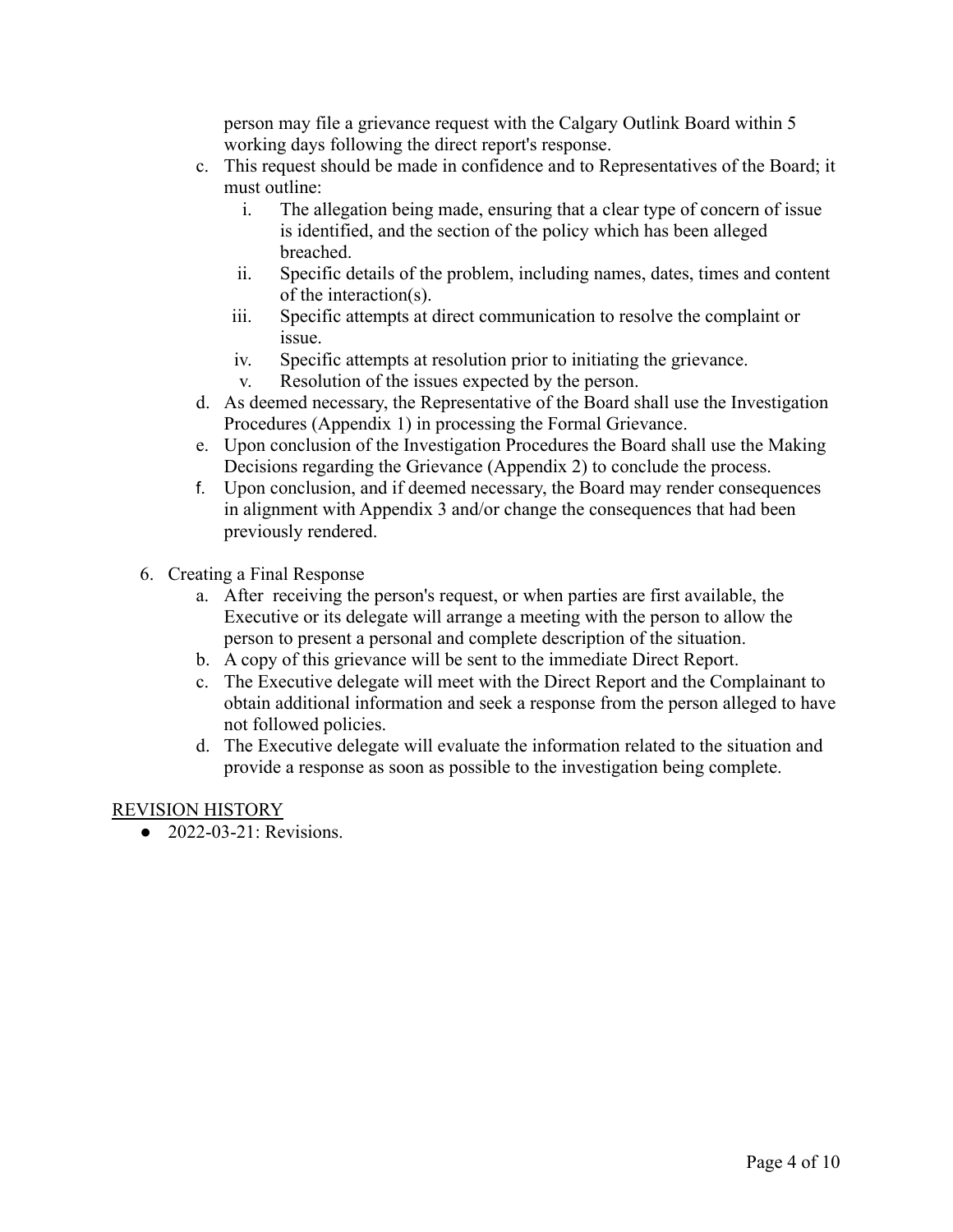person may file a grievance request with the Calgary Outlink Board within 5 working days following the direct report's response.

   c. This request should be made in confidence and to Representatives of the Board; it must outline:
      i. The allegation being made, ensuring that a clear type of concern of issue is identified, and the section of the policy which has been alleged breached.
      ii. Specific details of the problem, including names, dates, times and content of the interaction(s).
      iii. Specific attempts at direct communication to resolve the complaint or issue.
      iv. Specific attempts at resolution prior to initiating the grievance.
      v. Resolution of the issues expected by the person.
   d. As deemed necessary, the Representative of the Board shall use the Investigation Procedures (Appendix 1) in processing the Formal Grievance.
   e. Upon conclusion of the Investigation Procedures the Board shall use the Making Decisions regarding the Grievance (Appendix 2) to conclude the process.
   f. Upon conclusion, and if deemed necessary, the Board may render consequences in alignment with Appendix 3 and/or change the consequences that had been previously rendered.

6. Creating a Final Response
   a. After receiving the person's request, or when parties are first available, the Executive or its delegate will arrange a meeting with the person to allow the person to present a personal and complete description of the situation.
   b. A copy of this grievance will be sent to the immediate Direct Report.
   c. The Executive delegate will meet with the Direct Report and the Complainant to obtain additional information and seek a response from the person alleged to have not followed policies.
   d. The Executive delegate will evaluate the information related to the situation and provide a response as soon as possible to the investigation being complete.

REVISION HISTORY

- 2022-03-21: Revisions.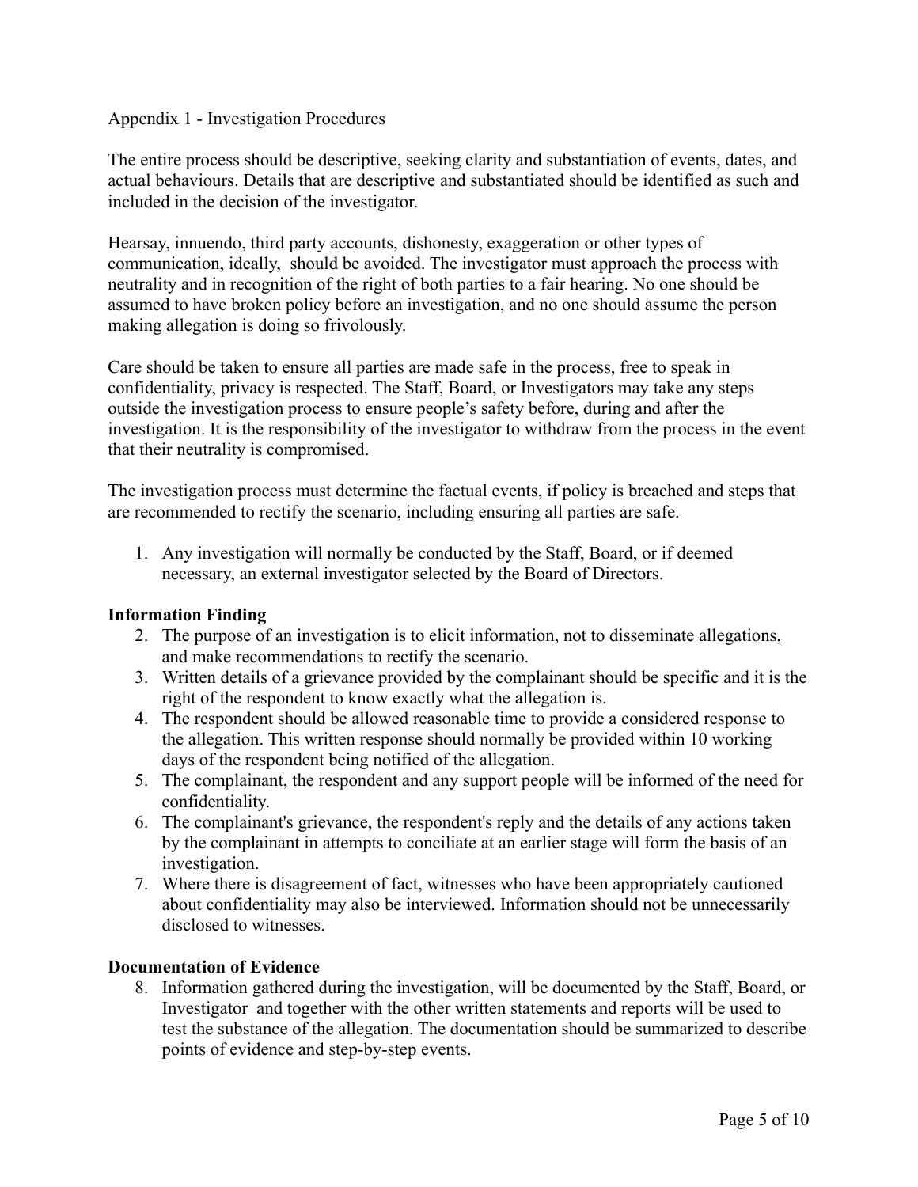Appendix 1 - Investigation Procedures

The entire process should be descriptive, seeking clarity and substantiation of events, dates, and actual behaviours. Details that are descriptive and substantiated should be identified as such and included in the decision of the investigator.

Hearsay, innuendo, third party accounts, dishonesty, exaggeration or other types of communication, ideally, should be avoided. The investigator must approach the process with neutrality and in recognition of the right of both parties to a fair hearing. No one should be assumed to have broken policy before an investigation, and no one should assume the person making allegation is doing so frivolously.

Care should be taken to ensure all parties are made safe in the process, free to speak in confidentiality, privacy is respected. The Staff, Board, or Investigators may take any steps outside the investigation process to ensure people's safety before, during and after the investigation. It is the responsibility of the investigator to withdraw from the process in the event that their neutrality is compromised.

The investigation process must determine the factual events, if policy is breached and steps that are recommended to rectify the scenario, including ensuring all parties are safe.

1. Any investigation will normally be conducted by the Staff, Board, or if deemed necessary, an external investigator selected by the Board of Directors.

**Information Finding**

2. The purpose of an investigation is to elicit information, not to disseminate allegations, and make recommendations to rectify the scenario.
3. Written details of a grievance provided by the complainant should be specific and it is the right of the respondent to know exactly what the allegation is.
4. The respondent should be allowed reasonable time to provide a considered response to the allegation. This written response should normally be provided within 10 working days of the respondent being notified of the allegation.
5. The complainant, the respondent and any support people will be informed of the need for confidentiality.
6. The complainant's grievance, the respondent's reply and the details of any actions taken by the complainant in attempts to conciliate at an earlier stage will form the basis of an investigation.
7. Where there is disagreement of fact, witnesses who have been appropriately cautioned about confidentiality may also be interviewed. Information should not be unnecessarily disclosed to witnesses.

**Documentation of Evidence**

8. Information gathered during the investigation, will be documented by the Staff, Board, or Investigator and together with the other written statements and reports will be used to test the substance of the allegation. The documentation should be summarized to describe points of evidence and step-by-step events.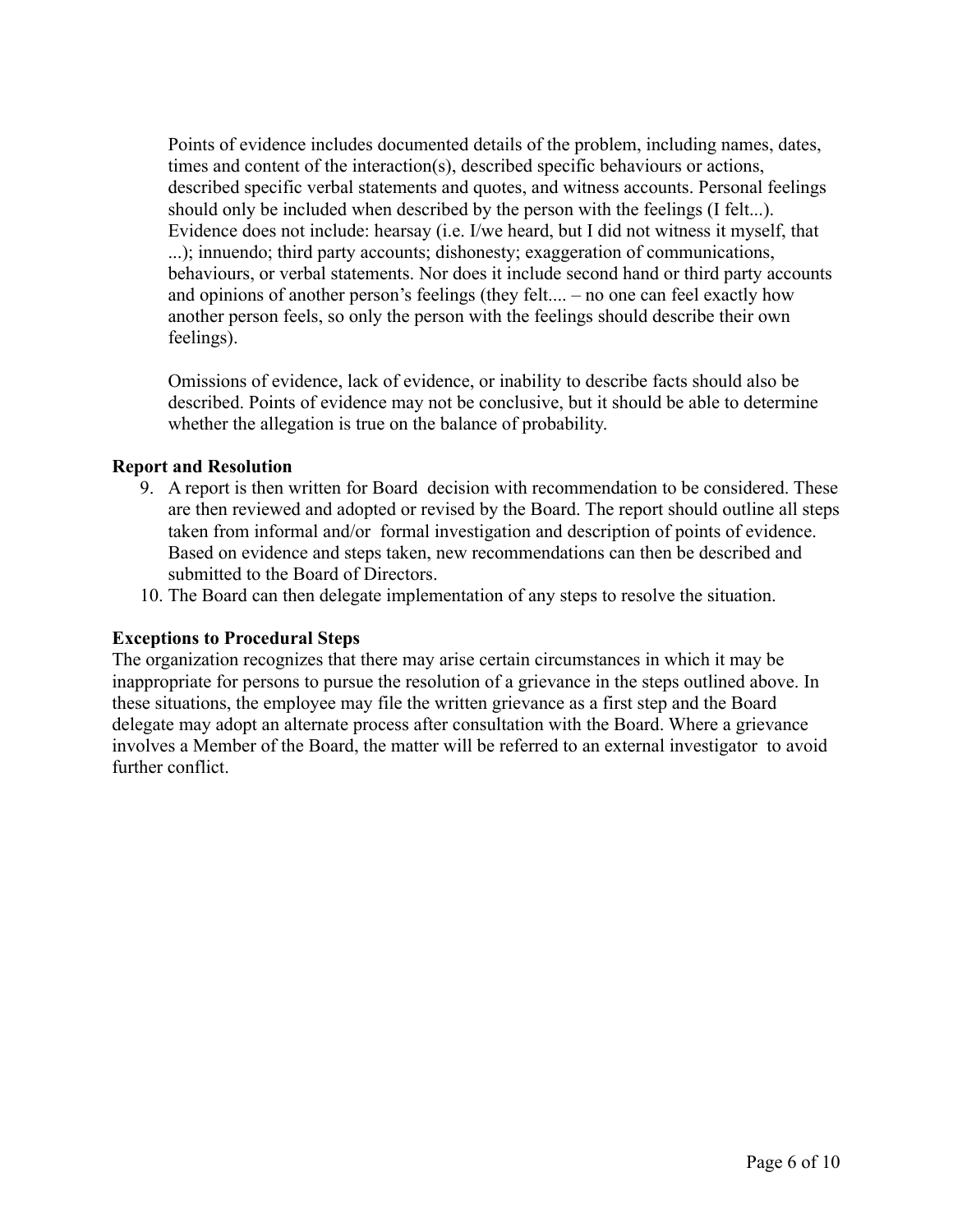Points of evidence includes documented details of the problem, including names, dates, times and content of the interaction(s), described specific behaviours or actions, described specific verbal statements and quotes, and witness accounts. Personal feelings should only be included when described by the person with the feelings (I felt...). Evidence does not include: hearsay (i.e. I/we heard, but I did not witness it myself, that ...); innuendo; third party accounts; dishonesty; exaggeration of communications, behaviours, or verbal statements. Nor does it include second hand or third party accounts and opinions of another person's feelings (they felt.... – no one can feel exactly how another person feels, so only the person with the feelings should describe their own feelings).

Omissions of evidence, lack of evidence, or inability to describe facts should also be described. Points of evidence may not be conclusive, but it should be able to determine whether the allegation is true on the balance of probability.

**Report and Resolution**

9. A report is then written for Board decision with recommendation to be considered. These are then reviewed and adopted or revised by the Board. The report should outline all steps taken from informal and/or formal investigation and description of points of evidence. Based on evidence and steps taken, new recommendations can then be described and submitted to the Board of Directors.
10. The Board can then delegate implementation of any steps to resolve the situation.

**Exceptions to Procedural Steps**

The organization recognizes that there may arise certain circumstances in which it may be inappropriate for persons to pursue the resolution of a grievance in the steps outlined above. In these situations, the employee may file the written grievance as a first step and the Board delegate may adopt an alternate process after consultation with the Board. Where a grievance involves a Member of the Board, the matter will be referred to an external investigator to avoid further conflict.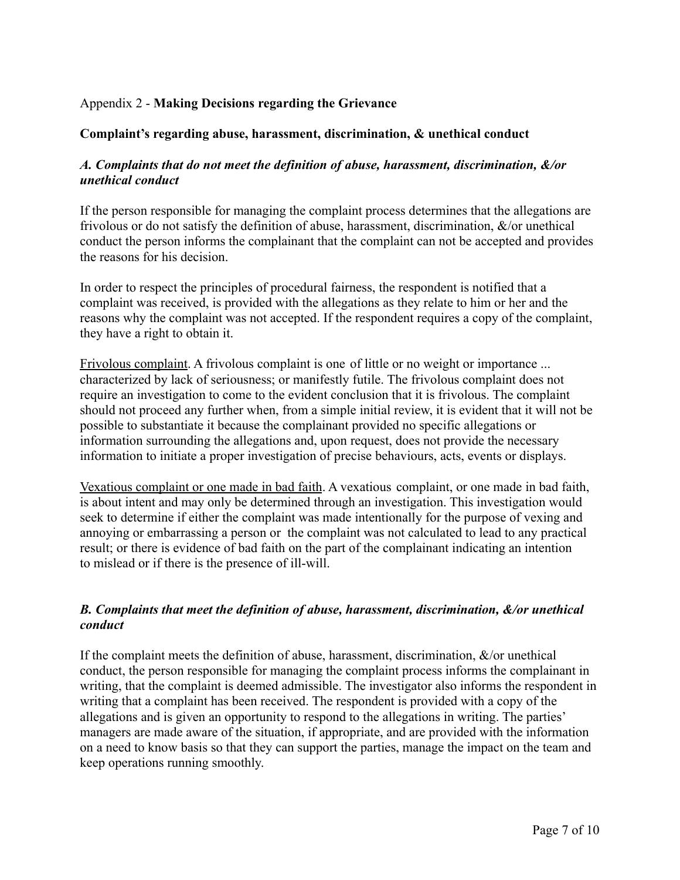Appendix 2 - **Making Decisions regarding the Grievance**

**Complaint's regarding abuse, harassment, discrimination, & unethical conduct**

***A. Complaints that do not meet the definition of abuse, harassment, discrimination, &/or unethical conduct***

If the person responsible for managing the complaint process determines that the allegations are frivolous or do not satisfy the definition of abuse, harassment, discrimination, &/or unethical conduct the person informs the complainant that the complaint can not be accepted and provides the reasons for his decision.

In order to respect the principles of procedural fairness, the respondent is notified that a complaint was received, is provided with the allegations as they relate to him or her and the reasons why the complaint was not accepted. If the respondent requires a copy of the complaint, they have a right to obtain it.

<u>Frivolous complaint</u>. A frivolous complaint is one of little or no weight or importance ... characterized by lack of seriousness; or manifestly futile. The frivolous complaint does not require an investigation to come to the evident conclusion that it is frivolous. The complaint should not proceed any further when, from a simple initial review, it is evident that it will not be possible to substantiate it because the complainant provided no specific allegations or information surrounding the allegations and, upon request, does not provide the necessary information to initiate a proper investigation of precise behaviours, acts, events or displays.

<u>Vexatious complaint or one made in bad faith</u>. A vexatious complaint, or one made in bad faith, is about intent and may only be determined through an investigation. This investigation would seek to determine if either the complaint was made intentionally for the purpose of vexing and annoying or embarrassing a person or the complaint was not calculated to lead to any practical result; or there is evidence of bad faith on the part of the complainant indicating an intention to mislead or if there is the presence of ill-will.

***B. Complaints that meet the definition of abuse, harassment, discrimination, &/or unethical conduct***

If the complaint meets the definition of abuse, harassment, discrimination, &/or unethical conduct, the person responsible for managing the complaint process informs the complainant in writing, that the complaint is deemed admissible. The investigator also informs the respondent in writing that a complaint has been received. The respondent is provided with a copy of the allegations and is given an opportunity to respond to the allegations in writing. The parties' managers are made aware of the situation, if appropriate, and are provided with the information on a need to know basis so that they can support the parties, manage the impact on the team and keep operations running smoothly.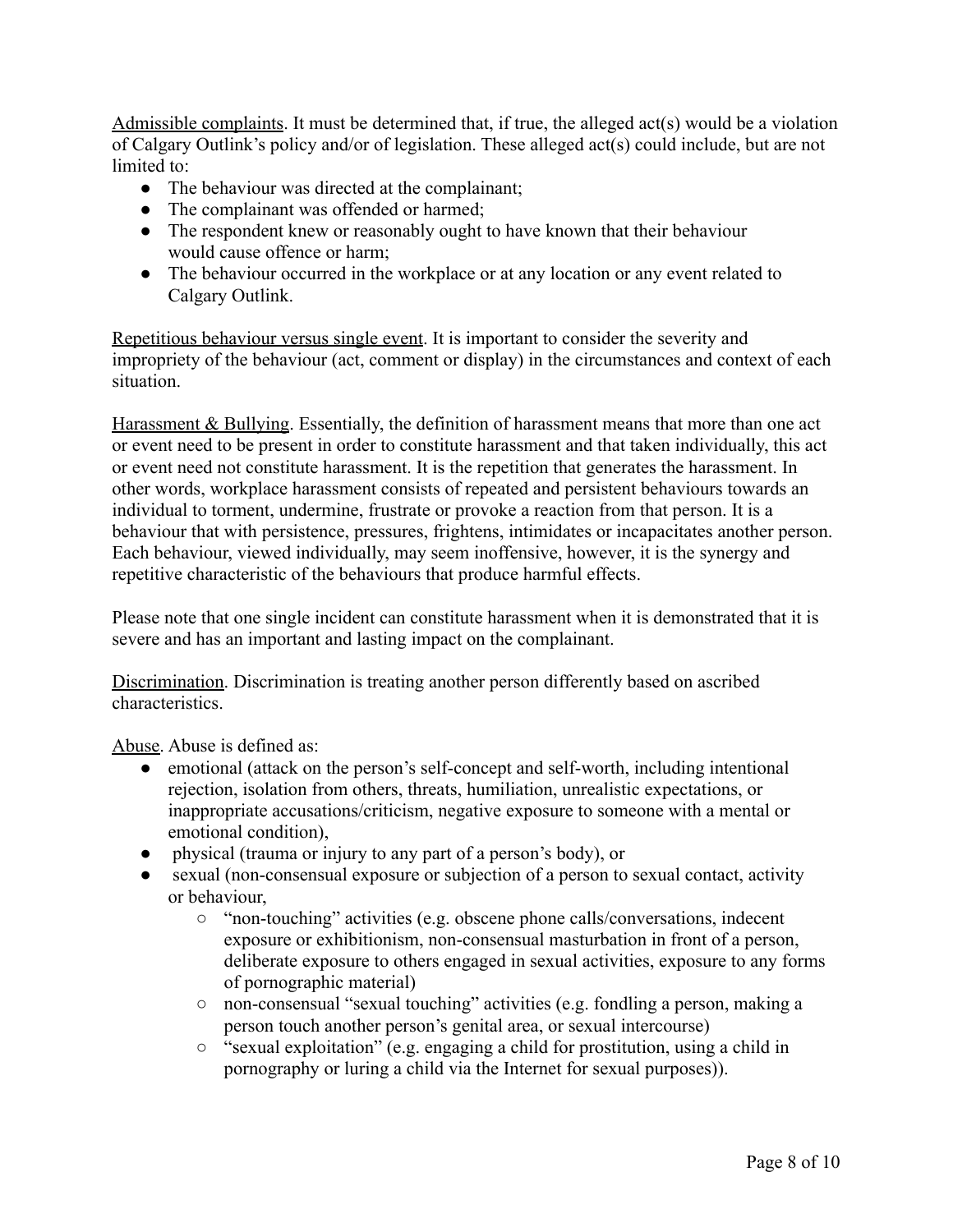<u>Admissible complaints</u>. It must be determined that, if true, the alleged act(s) would be a violation of Calgary Outlink's policy and/or of legislation. These alleged act(s) could include, but are not limited to:

- The behaviour was directed at the complainant;
- The complainant was offended or harmed;
- The respondent knew or reasonably ought to have known that their behaviour would cause offence or harm;
- The behaviour occurred in the workplace or at any location or any event related to Calgary Outlink.

<u>Repetitious behaviour versus single event</u>. It is important to consider the severity and impropriety of the behaviour (act, comment or display) in the circumstances and context of each situation.

<u>Harassment & Bullying</u>. Essentially, the definition of harassment means that more than one act or event need to be present in order to constitute harassment and that taken individually, this act or event need not constitute harassment. It is the repetition that generates the harassment. In other words, workplace harassment consists of repeated and persistent behaviours towards an individual to torment, undermine, frustrate or provoke a reaction from that person. It is a behaviour that with persistence, pressures, frightens, intimidates or incapacitates another person. Each behaviour, viewed individually, may seem inoffensive, however, it is the synergy and repetitive characteristic of the behaviours that produce harmful effects.

Please note that one single incident can constitute harassment when it is demonstrated that it is severe and has an important and lasting impact on the complainant.

<u>Discrimination</u>. Discrimination is treating another person differently based on ascribed characteristics.

<u>Abuse</u>. Abuse is defined as:

- emotional (attack on the person's self-concept and self-worth, including intentional rejection, isolation from others, threats, humiliation, unrealistic expectations, or inappropriate accusations/criticism, negative exposure to someone with a mental or emotional condition),
- physical (trauma or injury to any part of a person's body), or
- sexual (non-consensual exposure or subjection of a person to sexual contact, activity or behaviour,
  - "non-touching" activities (e.g. obscene phone calls/conversations, indecent exposure or exhibitionism, non-consensual masturbation in front of a person, deliberate exposure to others engaged in sexual activities, exposure to any forms of pornographic material)
  - non-consensual "sexual touching" activities (e.g. fondling a person, making a person touch another person's genital area, or sexual intercourse)
  - "sexual exploitation" (e.g. engaging a child for prostitution, using a child in pornography or luring a child via the Internet for sexual purposes)).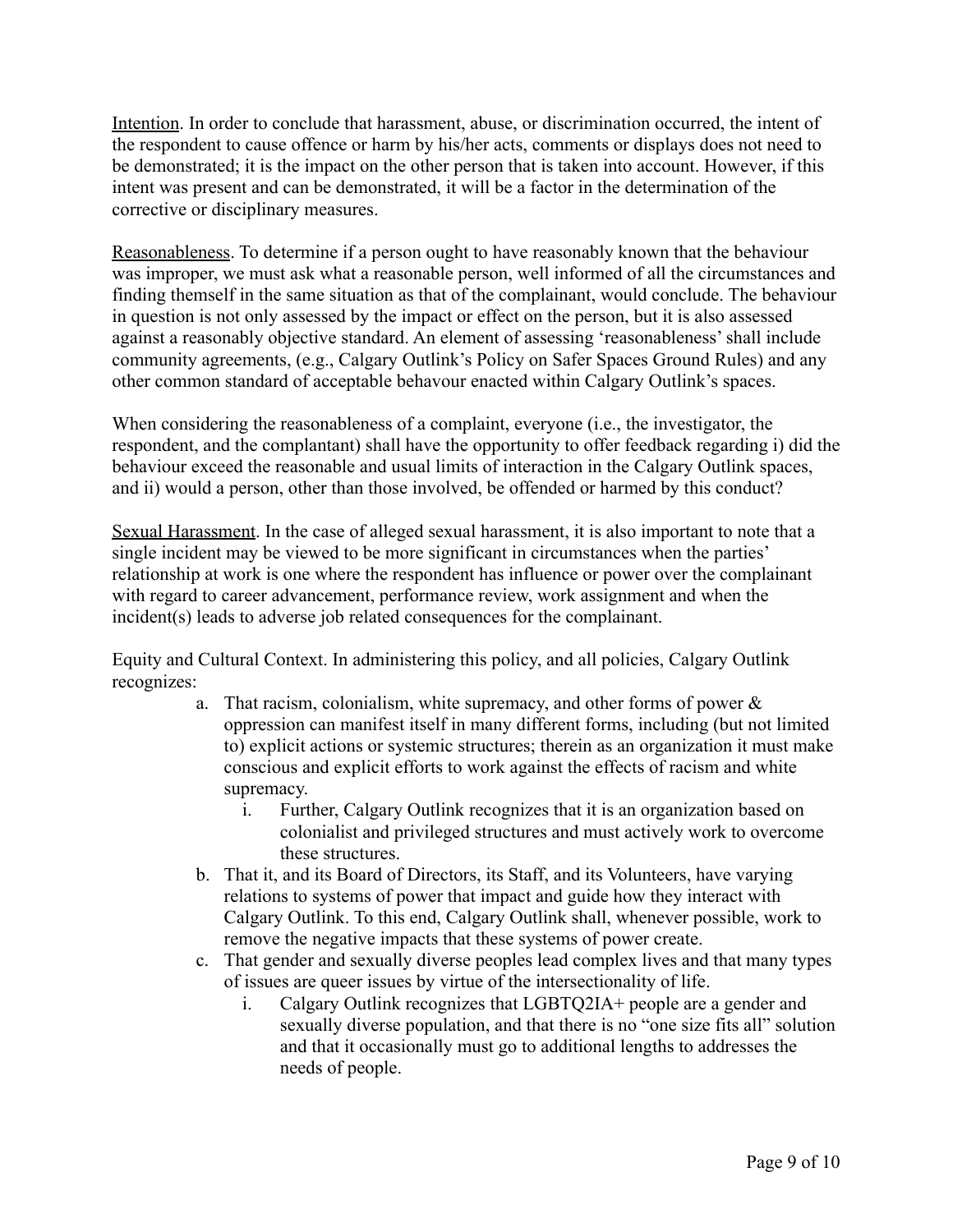<u>Intention</u>. In order to conclude that harassment, abuse, or discrimination occurred, the intent of the respondent to cause offence or harm by his/her acts, comments or displays does not need to be demonstrated; it is the impact on the other person that is taken into account. However, if this intent was present and can be demonstrated, it will be a factor in the determination of the corrective or disciplinary measures.

<u>Reasonableness</u>. To determine if a person ought to have reasonably known that the behaviour was improper, we must ask what a reasonable person, well informed of all the circumstances and finding themself in the same situation as that of the complainant, would conclude. The behaviour in question is not only assessed by the impact or effect on the person, but it is also assessed against a reasonably objective standard. An element of assessing 'reasonableness' shall include community agreements, (e.g., Calgary Outlink's Policy on Safer Spaces Ground Rules) and any other common standard of acceptable behavour enacted within Calgary Outlink's spaces.

When considering the reasonableness of a complaint, everyone (i.e., the investigator, the respondent, and the complantant) shall have the opportunity to offer feedback regarding i) did the behaviour exceed the reasonable and usual limits of interaction in the Calgary Outlink spaces, and ii) would a person, other than those involved, be offended or harmed by this conduct?

<u>Sexual Harassment</u>. In the case of alleged sexual harassment, it is also important to note that a single incident may be viewed to be more significant in circumstances when the parties' relationship at work is one where the respondent has influence or power over the complainant with regard to career advancement, performance review, work assignment and when the incident(s) leads to adverse job related consequences for the complainant.

Equity and Cultural Context. In administering this policy, and all policies, Calgary Outlink recognizes:

a. That racism, colonialism, white supremacy, and other forms of power & oppression can manifest itself in many different forms, including (but not limited to) explicit actions or systemic structures; therein as an organization it must make conscious and explicit efforts to work against the effects of racism and white supremacy.
    i. Further, Calgary Outlink recognizes that it is an organization based on colonialist and privileged structures and must actively work to overcome these structures.
b. That it, and its Board of Directors, its Staff, and its Volunteers, have varying relations to systems of power that impact and guide how they interact with Calgary Outlink. To this end, Calgary Outlink shall, whenever possible, work to remove the negative impacts that these systems of power create.
c. That gender and sexually diverse peoples lead complex lives and that many types of issues are queer issues by virtue of the intersectionality of life.
    i. Calgary Outlink recognizes that LGBTQ2IA+ people are a gender and sexually diverse population, and that there is no "one size fits all" solution and that it occasionally must go to additional lengths to addresses the needs of people.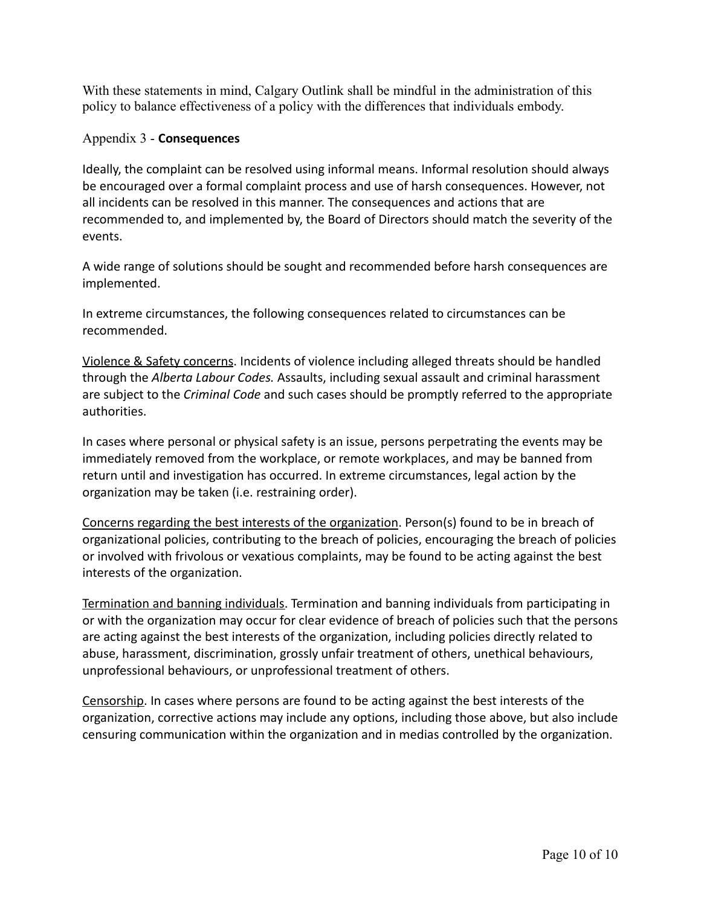With these statements in mind, Calgary Outlink shall be mindful in the administration of this policy to balance effectiveness of a policy with the differences that individuals embody.

## Appendix 3 - **Consequences**

Ideally, the complaint can be resolved using informal means. Informal resolution should always be encouraged over a formal complaint process and use of harsh consequences. However, not all incidents can be resolved in this manner. The consequences and actions that are recommended to, and implemented by, the Board of Directors should match the severity of the events.

A wide range of solutions should be sought and recommended before harsh consequences are implemented.

In extreme circumstances, the following consequences related to circumstances can be recommended.

<u>Violence & Safety concerns</u>. Incidents of violence including alleged threats should be handled through the *Alberta Labour Codes.* Assaults, including sexual assault and criminal harassment are subject to the *Criminal Code* and such cases should be promptly referred to the appropriate authorities.

In cases where personal or physical safety is an issue, persons perpetrating the events may be immediately removed from the workplace, or remote workplaces, and may be banned from return until and investigation has occurred. In extreme circumstances, legal action by the organization may be taken (i.e. restraining order).

<u>Concerns regarding the best interests of the organization</u>. Person(s) found to be in breach of organizational policies, contributing to the breach of policies, encouraging the breach of policies or involved with frivolous or vexatious complaints, may be found to be acting against the best interests of the organization.

<u>Termination and banning individuals</u>. Termination and banning individuals from participating in or with the organization may occur for clear evidence of breach of policies such that the persons are acting against the best interests of the organization, including policies directly related to abuse, harassment, discrimination, grossly unfair treatment of others, unethical behaviours, unprofessional behaviours, or unprofessional treatment of others.

<u>Censorship</u>. In cases where persons are found to be acting against the best interests of the organization, corrective actions may include any options, including those above, but also include censuring communication within the organization and in medias controlled by the organization.